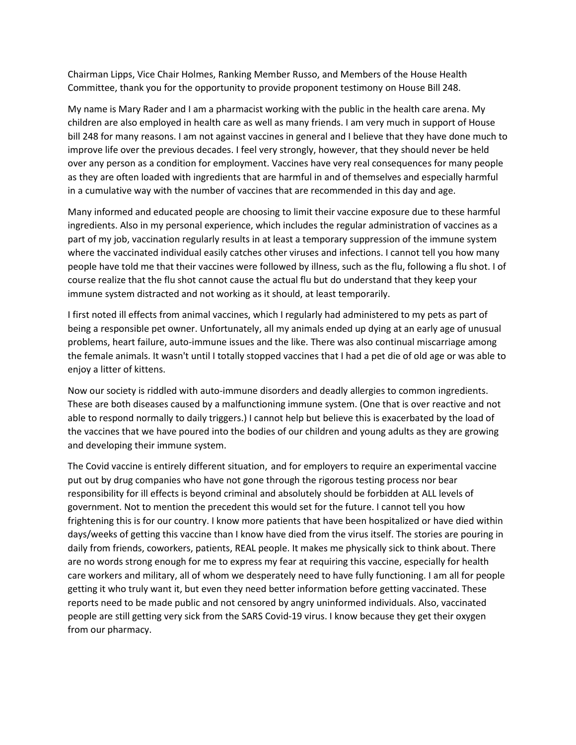Chairman Lipps, Vice Chair Holmes, Ranking Member Russo, and Members of the House Health Committee, thank you for the opportunity to provide proponent testimony on House Bill 248.

My name is Mary Rader and I am a pharmacist working with the public in the health care arena. My children are also employed in health care as well as many friends. I am very much in support of House bill 248 for many reasons. I am not against vaccines in general and I believe that they have done much to improve life over the previous decades. I feel very strongly, however, that they should never be held over any person as a condition for employment. Vaccines have very real consequences for many people as they are often loaded with ingredients that are harmful in and of themselves and especially harmful in a cumulative way with the number of vaccines that are recommended in this day and age.

Many informed and educated people are choosing to limit their vaccine exposure due to these harmful ingredients. Also in my personal experience, which includes the regular administration of vaccines as a part of my job, vaccination regularly results in at least a temporary suppression of the immune system where the vaccinated individual easily catches other viruses and infections. I cannot tell you how many people have told me that their vaccines were followed by illness, such as the flu, following a flu shot. I of course realize that the flu shot cannot cause the actual flu but do understand that they keep your immune system distracted and not working as it should, at least temporarily.

I first noted ill effects from animal vaccines, which I regularly had administered to my pets as part of being a responsible pet owner. Unfortunately, all my animals ended up dying at an early age of unusual problems, heart failure, auto-immune issues and the like. There was also continual miscarriage among the female animals. It wasn't until I totally stopped vaccines that I had a pet die of old age or was able to enjoy a litter of kittens.

Now our society is riddled with auto-immune disorders and deadly allergies to common ingredients. These are both diseases caused by a malfunctioning immune system. (One that is over reactive and not able to respond normally to daily triggers.) I cannot help but believe this is exacerbated by the load of the vaccines that we have poured into the bodies of our children and young adults as they are growing and developing their immune system.

The Covid vaccine is entirely different situation, and for employers to require an experimental vaccine put out by drug companies who have not gone through the rigorous testing process nor bear responsibility for ill effects is beyond criminal and absolutely should be forbidden at ALL levels of government. Not to mention the precedent this would set for the future. I cannot tell you how frightening this is for our country. I know more patients that have been hospitalized or have died within days/weeks of getting this vaccine than I know have died from the virus itself. The stories are pouring in daily from friends, coworkers, patients, REAL people. It makes me physically sick to think about. There are no words strong enough for me to express my fear at requiring this vaccine, especially for health care workers and military, all of whom we desperately need to have fully functioning. I am all for people getting it who truly want it, but even they need better information before getting vaccinated. These reports need to be made public and not censored by angry uninformed individuals. Also, vaccinated people are still getting very sick from the SARS Covid-19 virus. I know because they get their oxygen from our pharmacy.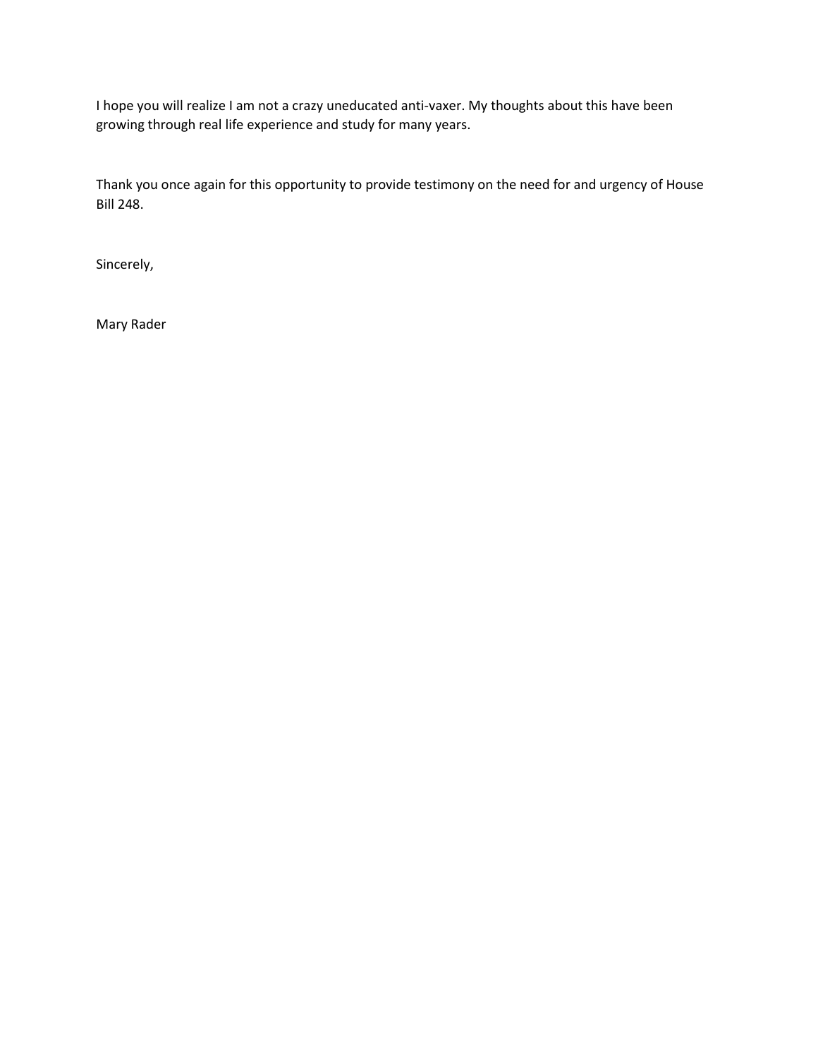I hope you will realize I am not a crazy uneducated anti-vaxer. My thoughts about this have been growing through real life experience and study for many years.

Thank you once again for this opportunity to provide testimony on the need for and urgency of House Bill 248.

Sincerely,

Mary Rader